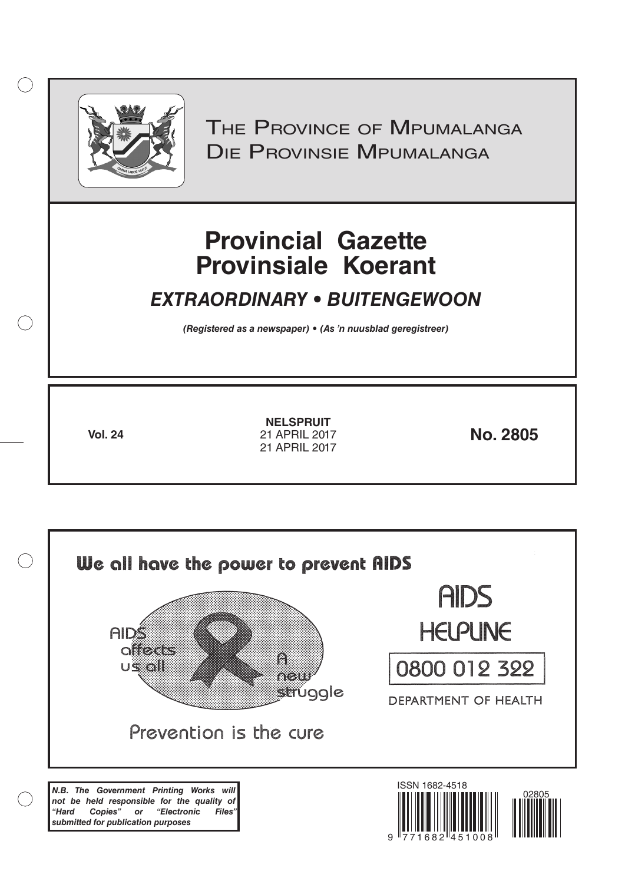THE PROVINCE OF MPUMALANGA
DIE PROVINSIE MPUMALANGA

# Provincial Gazette
# Provinsiale Koerant

## *EXTRAORDINARY • BUITENGEWOON*

***(Registered as a newspaper) • (As 'n nuusblad geregistreer)***

**Vol. 24**

**NELSPRUIT**
21 APRIL 2017
21 APRIL 2017

**No. 2805**

**We all have the power to prevent AIDS**

AIDS affects us all

A new struggle

Prevention is the cure

AIDS HELPLINE

0800 012 322

DEPARTMENT OF HEALTH

***N.B. The Government Printing Works will not be held responsible for the quality of "Hard Copies" or "Electronic Files" submitted for publication purposes***

ISSN 1682-4518

02805

9 771682 451008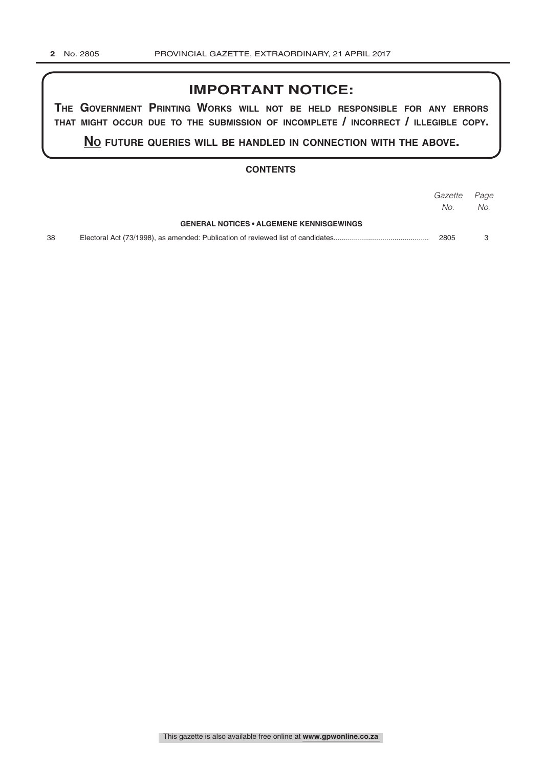## IMPORTANT NOTICE:

**THE GOVERNMENT PRINTING WORKS WILL NOT BE HELD RESPONSIBLE FOR ANY ERRORS THAT MIGHT OCCUR DUE TO THE SUBMISSION OF INCOMPLETE / INCORRECT / ILLEGIBLE COPY.**

**NO FUTURE QUERIES WILL BE HANDLED IN CONNECTION WITH THE ABOVE.**

### CONTENTS

| | | *Gazette No.* | *Page No.* |
|---|---|---|---|
| | **GENERAL NOTICES • ALGEMENE KENNISGEWINGS** | | |
| 38 | Electoral Act (73/1998), as amended: Publication of reviewed list of candidates | 2805 | 3 |

This gazette is also available free online at **www.gpwonline.co.za**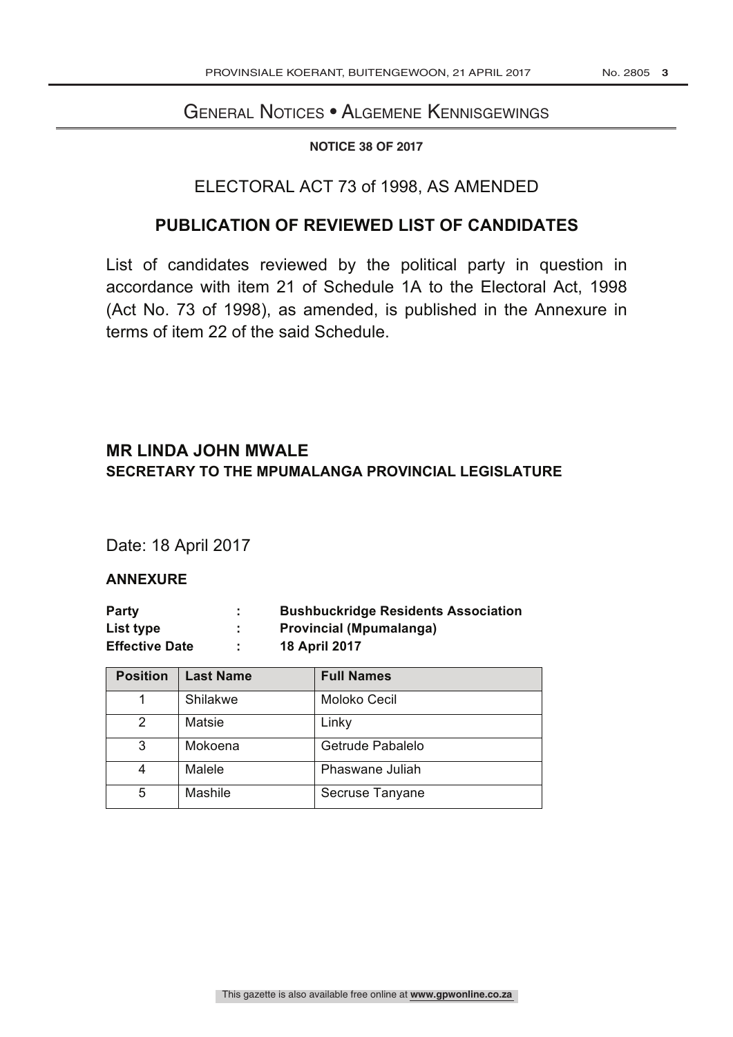# General Notices • Algemene Kennisgewings

**NOTICE 38 OF 2017**

## ELECTORAL ACT 73 of 1998, AS AMENDED

## PUBLICATION OF REVIEWED LIST OF CANDIDATES

List of candidates reviewed by the political party in question in accordance with item 21 of Schedule 1A to the Electoral Act, 1998 (Act No. 73 of 1998), as amended, is published in the Annexure in terms of item 22 of the said Schedule.

**MR LINDA JOHN MWALE**
**SECRETARY TO THE MPUMALANGA PROVINCIAL LEGISLATURE**

Date: 18 April 2017

**ANNEXURE**

**Party : Bushbuckridge Residents Association**
**List type : Provincial (Mpumalanga)**
**Effective Date : 18 April 2017**

| Position | Last Name | Full Names |
|---|---|---|
| 1 | Shilakwe | Moloko Cecil |
| 2 | Matsie | Linky |
| 3 | Mokoena | Getrude Pabalelo |
| 4 | Malele | Phaswane Juliah |
| 5 | Mashile | Secruse Tanyane |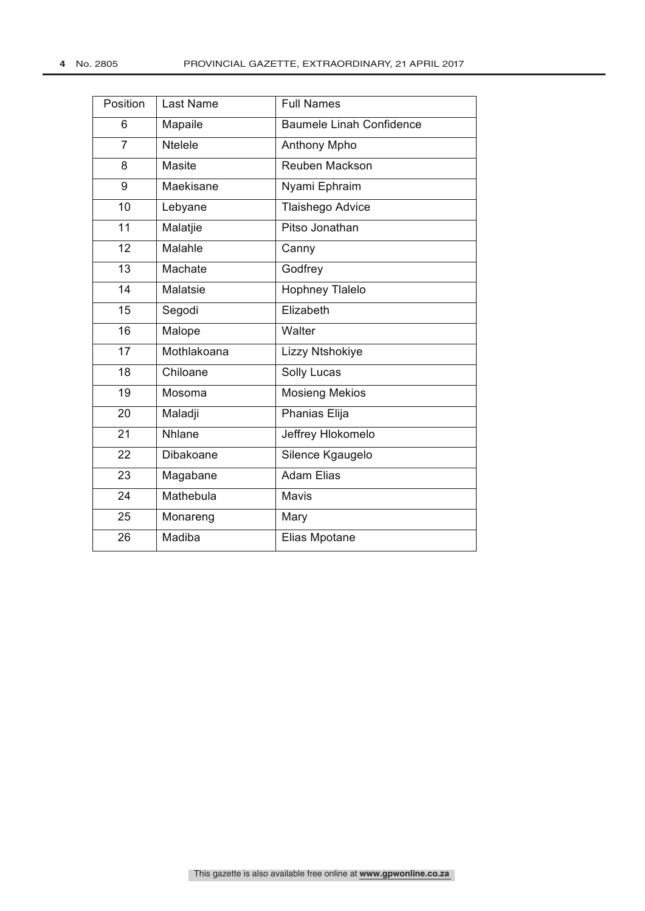| Position | Last Name | Full Names |
|---|---|---|
| 6 | Mapaile | Baumele Linah Confidence |
| 7 | Ntelele | Anthony Mpho |
| 8 | Masite | Reuben Mackson |
| 9 | Maekisane | Nyami Ephraim |
| 10 | Lebyane | Tlaishego Advice |
| 11 | Malatjie | Pitso Jonathan |
| 12 | Malahle | Canny |
| 13 | Machate | Godfrey |
| 14 | Malatsie | Hophney Tlalelo |
| 15 | Segodi | Elizabeth |
| 16 | Malope | Walter |
| 17 | Mothlakoana | Lizzy Ntshokiye |
| 18 | Chiloane | Solly Lucas |
| 19 | Mosoma | Mosieng Mekios |
| 20 | Maladji | Phanias Elija |
| 21 | Nhlane | Jeffrey Hlokomelo |
| 22 | Dibakoane | Silence Kgaugelo |
| 23 | Magabane | Adam Elias |
| 24 | Mathebula | Mavis |
| 25 | Monareng | Mary |
| 26 | Madiba | Elias Mpotane |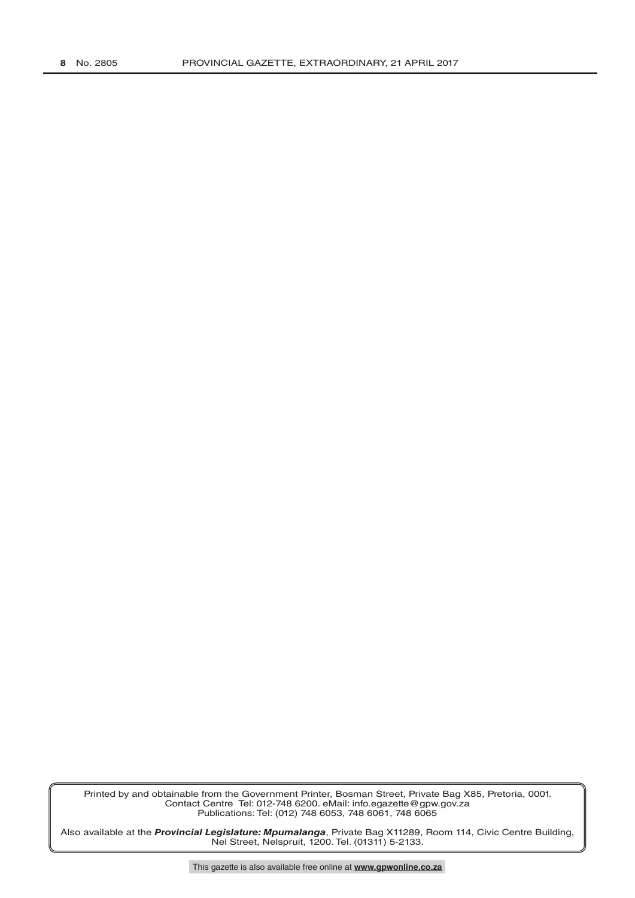Printed by and obtainable from the Government Printer, Bosman Street, Private Bag X85, Pretoria, 0001.
Contact Centre Tel: 012-748 6200. eMail: info.egazette@gpw.gov.za
Publications: Tel: (012) 748 6053, 748 6061, 748 6065

Also available at the ***Provincial Legislature: Mpumalanga***, Private Bag X11289, Room 114, Civic Centre Building, Nel Street, Nelspruit, 1200. Tel. (01311) 5-2133.